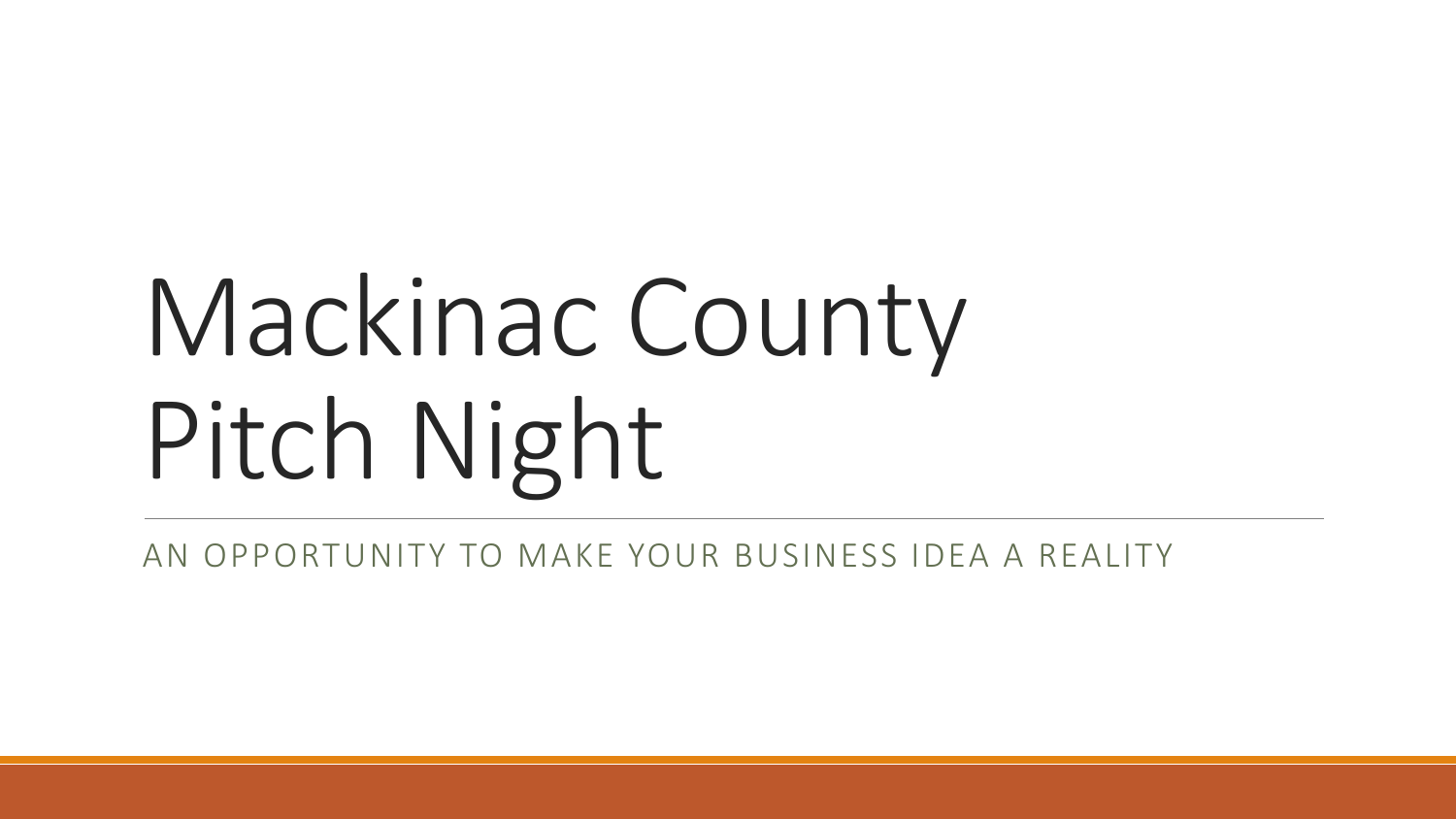# Mackinac County Pitch Night

AN OPPORTUNITY TO MAKE YOUR BUSINESS IDEA A REALITY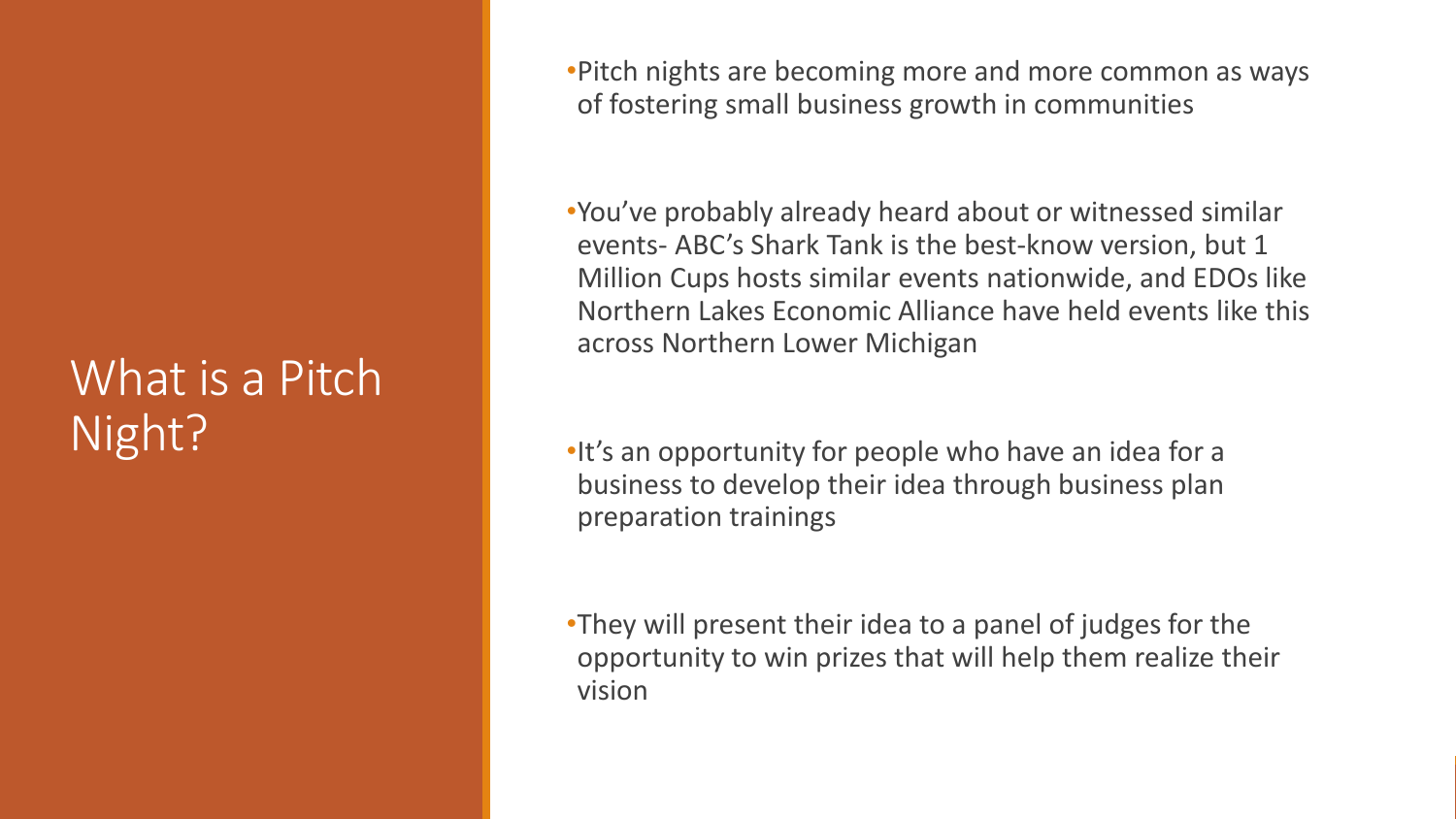# What is a Pitch Night?

- Pitch nights are becoming more and more common as ways of fostering small business growth in communities

- You've probably already heard about or witnessed similar events- ABC's Shark Tank is the best-know version, but 1 Million Cups hosts similar events nationwide, and EDOs like Northern Lakes Economic Alliance have held events like this across Northern Lower Michigan

- It's an opportunity for people who have an idea for a business to develop their idea through business plan preparation trainings

- They will present their idea to a panel of judges for the opportunity to win prizes that will help them realize their vision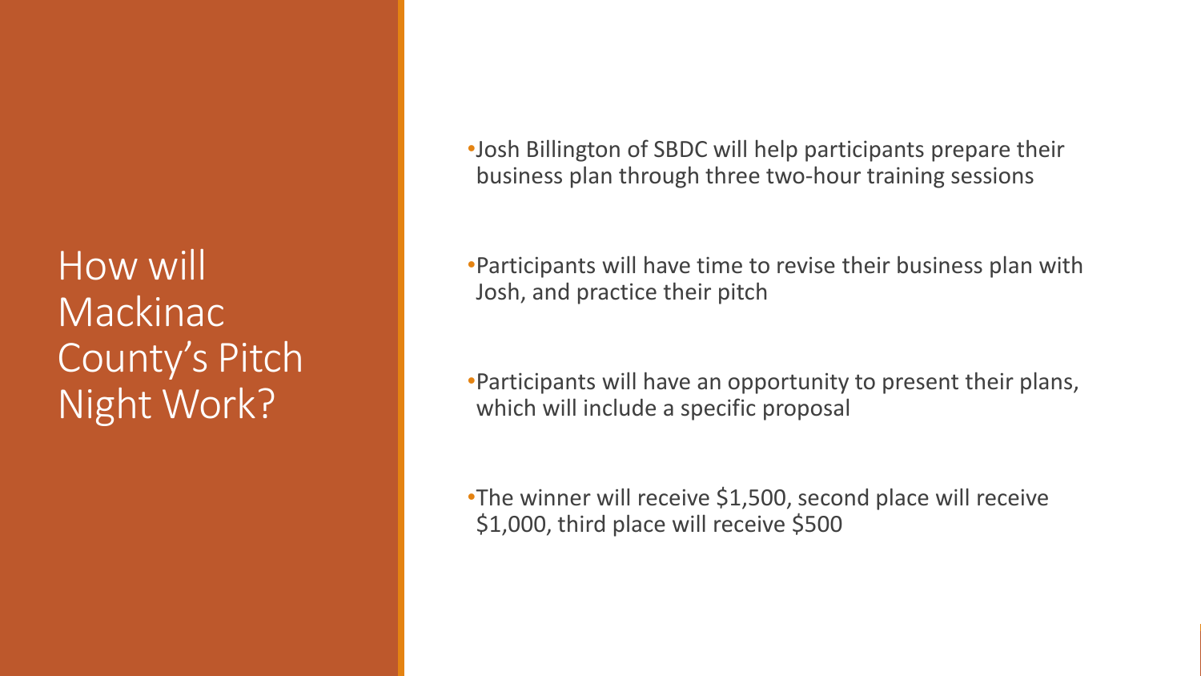# How will Mackinac County's Pitch Night Work?

- Josh Billington of SBDC will help participants prepare their business plan through three two-hour training sessions
- Participants will have time to revise their business plan with Josh, and practice their pitch
- Participants will have an opportunity to present their plans, which will include a specific proposal
- The winner will receive $1,500, second place will receive $1,000, third place will receive $500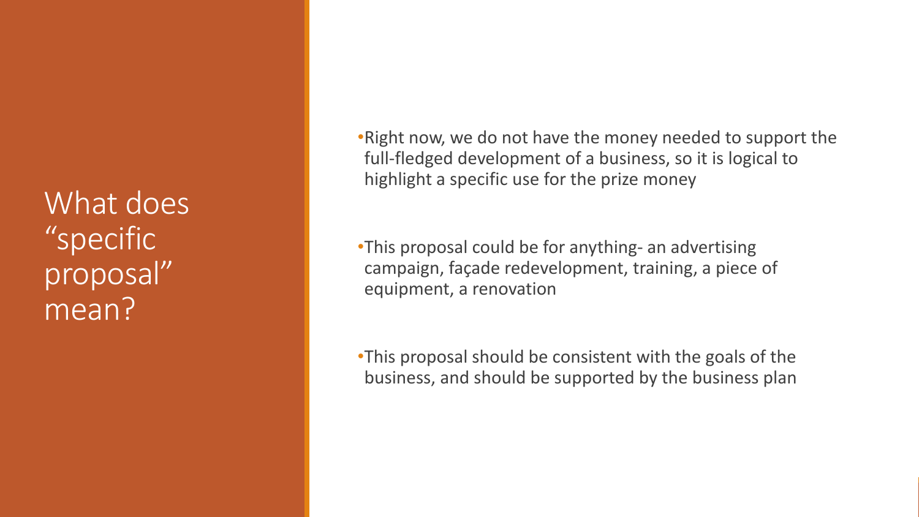# What does "specific proposal" mean?

- Right now, we do not have the money needed to support the full-fledged development of a business, so it is logical to highlight a specific use for the prize money
- This proposal could be for anything- an advertising campaign, façade redevelopment, training, a piece of equipment, a renovation
- This proposal should be consistent with the goals of the business, and should be supported by the business plan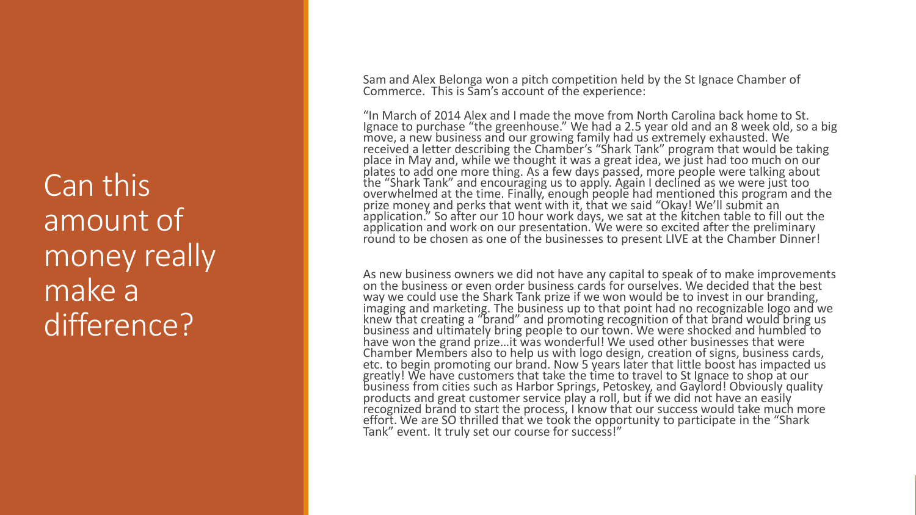# Can this amount of money really make a difference?

Sam and Alex Belonga won a pitch competition held by the St Ignace Chamber of Commerce. This is Sam's account of the experience:

"In March of 2014 Alex and I made the move from North Carolina back home to St. Ignace to purchase "the greenhouse." We had a 2.5 year old and an 8 week old, so a big move, a new business and our growing family had us extremely exhausted. We received a letter describing the Chamber's "Shark Tank" program that would be taking place in May and, while we thought it was a great idea, we just had too much on our plates to add one more thing. As a few days passed, more people were talking about the "Shark Tank" and encouraging us to apply. Again I declined as we were just too overwhelmed at the time. Finally, enough people had mentioned this program and the prize money and perks that went with it, that we said "Okay! We'll submit an application." So after our 10 hour work days, we sat at the kitchen table to fill out the application and work on our presentation. We were so excited after the preliminary round to be chosen as one of the businesses to present LIVE at the Chamber Dinner!

As new business owners we did not have any capital to speak of to make improvements on the business or even order business cards for ourselves. We decided that the best way we could use the Shark Tank prize if we won would be to invest in our branding, imaging and marketing. The business up to that point had no recognizable logo and we knew that creating a "brand" and promoting recognition of that brand would bring us business and ultimately bring people to our town. We were shocked and humbled to have won the grand prize…it was wonderful! We used other businesses that were Chamber Members also to help us with logo design, creation of signs, business cards, etc. to begin promoting our brand. Now 5 years later that little boost has impacted us greatly! We have customers that take the time to travel to St Ignace to shop at our business from cities such as Harbor Springs, Petoskey, and Gaylord! Obviously quality products and great customer service play a roll, but if we did not have an easily recognized brand to start the process, I know that our success would take much more effort. We are SO thrilled that we took the opportunity to participate in the "Shark Tank" event. It truly set our course for success!"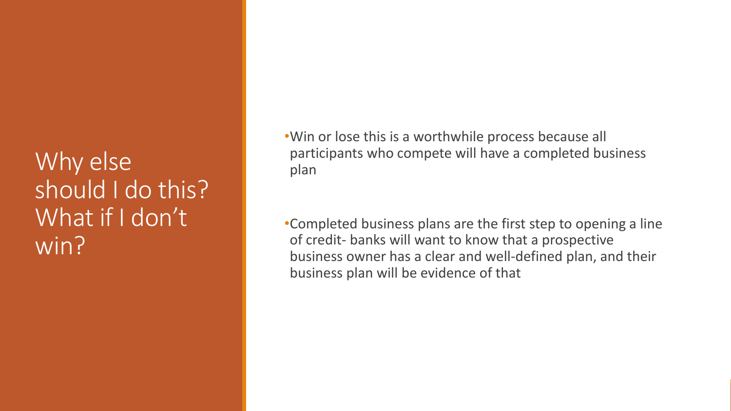# Why else should I do this? What if I don't win?

- Win or lose this is a worthwhile process because all participants who compete will have a completed business plan

- Completed business plans are the first step to opening a line of credit- banks will want to know that a prospective business owner has a clear and well-defined plan, and their business plan will be evidence of that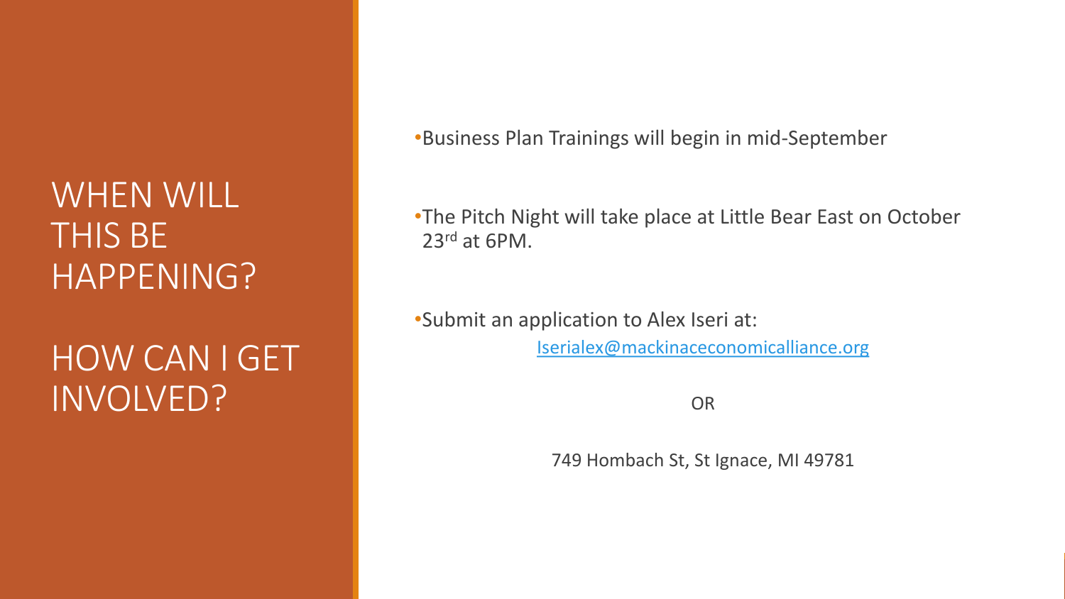# WHEN WILL THIS BE HAPPENING?

# HOW CAN I GET INVOLVED?

- Business Plan Trainings will begin in mid-September
- The Pitch Night will take place at Little Bear East on October 23rd at 6PM.
- Submit an application to Alex Iseri at:

  Iserialex@mackinaceconomicalliance.org

  OR

  749 Hombach St, St Ignace, MI 49781